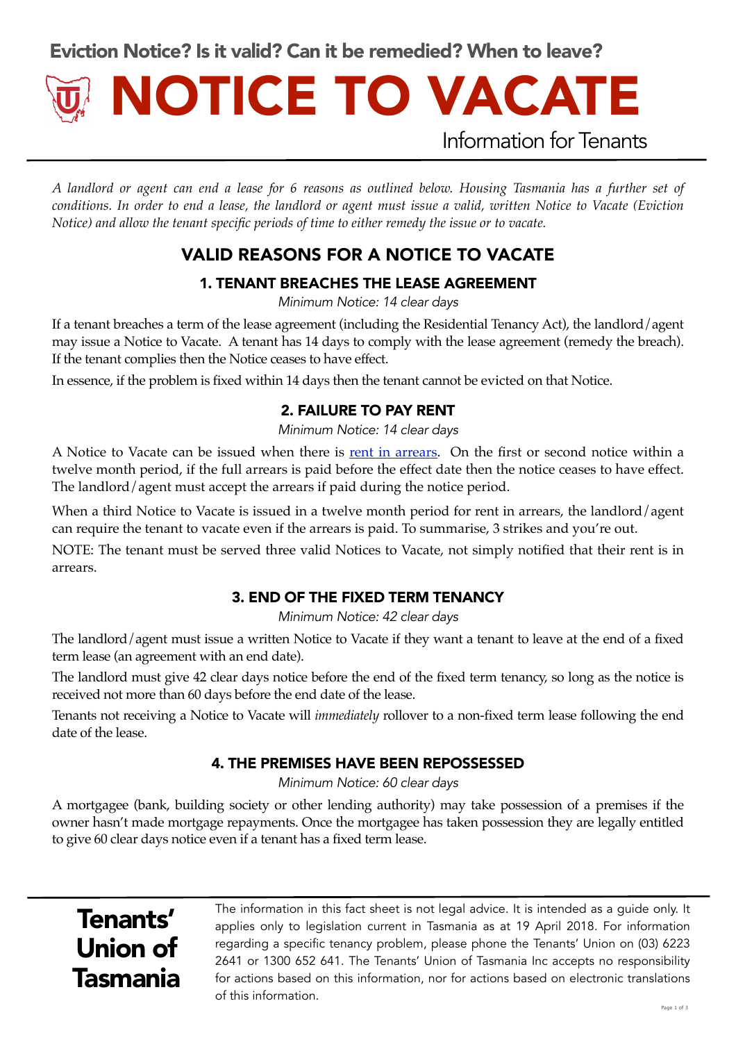Eviction Notice? Is it valid? Can it be remedied? When to leave?

# NOTICE TO VACATE

Information for Tenants

*A landlord or agent can end a lease for 6 reasons as outlined below. Housing Tasmania has a further set of conditions. In order to end a lease, the landlord or agent must issue a valid, written Notice to Vacate (Eviction Notice) and allow the tenant specific periods of time to either remedy the issue or to vacate.*

## VALID REASONS FOR A NOTICE TO VACATE

### 1. TENANT BREACHES THE LEASE AGREEMENT

*Minimum Notice: 14 clear days*

If a tenant breaches a term of the lease agreement (including the Residential Tenancy Act), the landlord/agent may issue a Notice to Vacate. A tenant has 14 days to comply with the lease agreement (remedy the breach). If the tenant complies then the Notice ceases to have effect.

In essence, if the problem is fixed within 14 days then the tenant cannot be evicted on that Notice.

### 2. FAILURE TO PAY RENT

*Minimum Notice: 14 clear days*

A Notice to Vacate can be issued when there is rent in arrears. On the first or second notice within a twelve month period, if the full arrears is paid before the effect date then the notice ceases to have effect. The landlord/agent must accept the arrears if paid during the notice period.

When a third Notice to Vacate is issued in a twelve month period for rent in arrears, the landlord/agent can require the tenant to vacate even if the arrears is paid. To summarise, 3 strikes and you're out.

NOTE: The tenant must be served three valid Notices to Vacate, not simply notified that their rent is in arrears.

### 3. END OF THE FIXED TERM TENANCY

*Minimum Notice: 42 clear days*

The landlord/agent must issue a written Notice to Vacate if they want a tenant to leave at the end of a fixed term lease (an agreement with an end date).

The landlord must give 42 clear days notice before the end of the fixed term tenancy, so long as the notice is received not more than 60 days before the end date of the lease.

Tenants not receiving a Notice to Vacate will *immediately* rollover to a non-fixed term lease following the end date of the lease.

### 4. THE PREMISES HAVE BEEN REPOSSESSED

*Minimum Notice: 60 clear days*

A mortgagee (bank, building society or other lending authority) may take possession of a premises if the owner hasn't made mortgage repayments. Once the mortgagee has taken possession they are legally entitled to give 60 clear days notice even if a tenant has a fixed term lease.

**Tenants' Union of Tasmania**

The information in this fact sheet is not legal advice. It is intended as a guide only. It applies only to legislation current in Tasmania as at 19 April 2018. For information regarding a specific tenancy problem, please phone the Tenants' Union on (03) 6223 2641 or 1300 652 641. The Tenants' Union of Tasmania Inc accepts no responsibility for actions based on this information, nor for actions based on electronic translations of this information.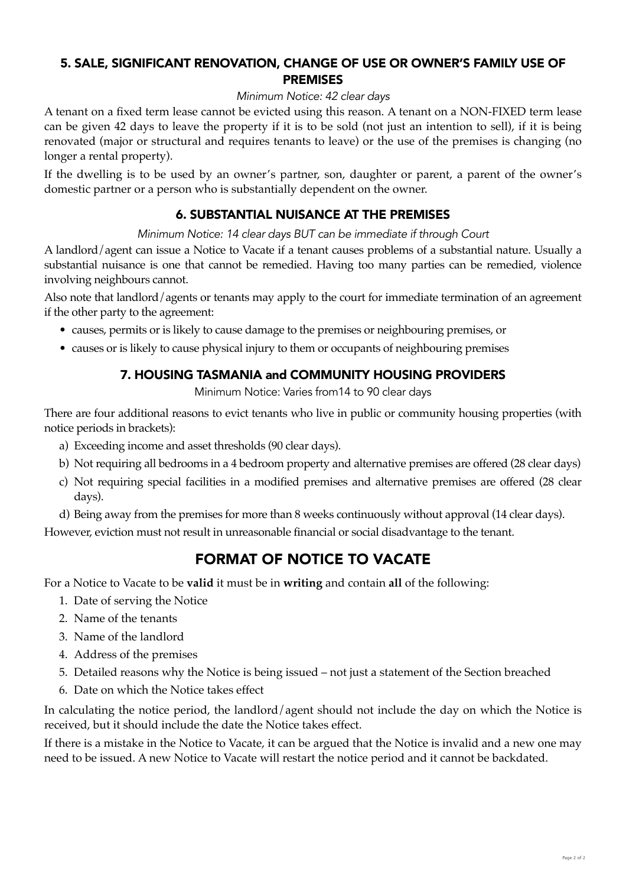## 5. SALE, SIGNIFICANT RENOVATION, CHANGE OF USE OR OWNER'S FAMILY USE OF PREMISES

*Minimum Notice: 42 clear days*

A tenant on a fixed term lease cannot be evicted using this reason. A tenant on a NON-FIXED term lease can be given 42 days to leave the property if it is to be sold (not just an intention to sell), if it is being renovated (major or structural and requires tenants to leave) or the use of the premises is changing (no longer a rental property).

If the dwelling is to be used by an owner's partner, son, daughter or parent, a parent of the owner's domestic partner or a person who is substantially dependent on the owner.

## 6. SUBSTANTIAL NUISANCE AT THE PREMISES

*Minimum Notice: 14 clear days BUT can be immediate if through Court*

A landlord/agent can issue a Notice to Vacate if a tenant causes problems of a substantial nature. Usually a substantial nuisance is one that cannot be remedied. Having too many parties can be remedied, violence involving neighbours cannot.

Also note that landlord/agents or tenants may apply to the court for immediate termination of an agreement if the other party to the agreement:

- causes, permits or is likely to cause damage to the premises or neighbouring premises, or
- causes or is likely to cause physical injury to them or occupants of neighbouring premises

## 7. HOUSING TASMANIA and COMMUNITY HOUSING PROVIDERS

Minimum Notice: Varies from14 to 90 clear days

There are four additional reasons to evict tenants who live in public or community housing properties (with notice periods in brackets):

a) Exceeding income and asset thresholds (90 clear days).

b) Not requiring all bedrooms in a 4 bedroom property and alternative premises are offered (28 clear days)

c) Not requiring special facilities in a modified premises and alternative premises are offered (28 clear days).

d) Being away from the premises for more than 8 weeks continuously without approval (14 clear days).

However, eviction must not result in unreasonable financial or social disadvantage to the tenant.

# FORMAT OF NOTICE TO VACATE

For a Notice to Vacate to be **valid** it must be in **writing** and contain **all** of the following:

1. Date of serving the Notice
2. Name of the tenants
3. Name of the landlord
4. Address of the premises
5. Detailed reasons why the Notice is being issued – not just a statement of the Section breached
6. Date on which the Notice takes effect

In calculating the notice period, the landlord/agent should not include the day on which the Notice is received, but it should include the date the Notice takes effect.

If there is a mistake in the Notice to Vacate, it can be argued that the Notice is invalid and a new one may need to be issued. A new Notice to Vacate will restart the notice period and it cannot be backdated.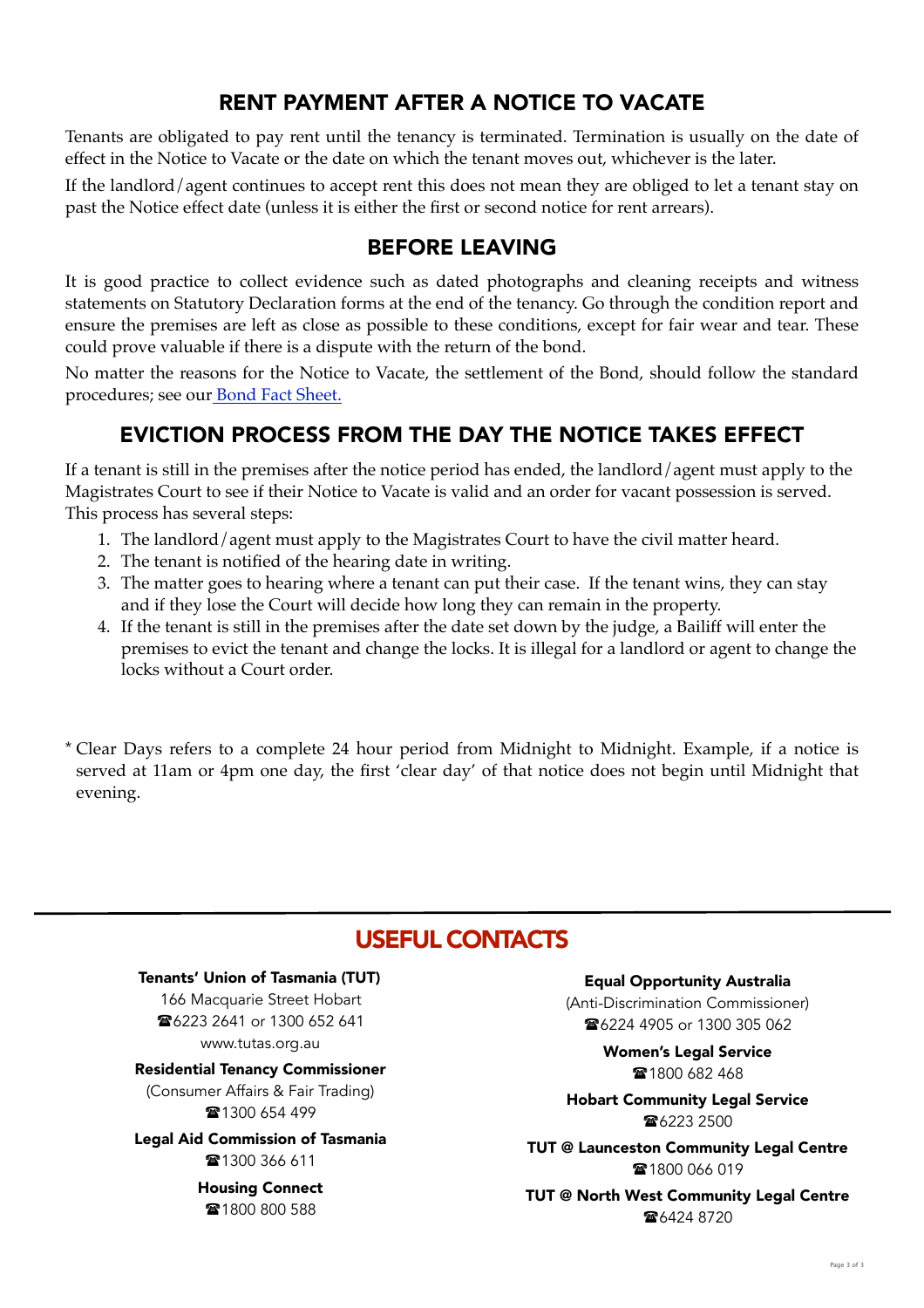## RENT PAYMENT AFTER A NOTICE TO VACATE

Tenants are obligated to pay rent until the tenancy is terminated. Termination is usually on the date of effect in the Notice to Vacate or the date on which the tenant moves out, whichever is the later.

If the landlord/agent continues to accept rent this does not mean they are obliged to let a tenant stay on past the Notice effect date (unless it is either the first or second notice for rent arrears).

## BEFORE LEAVING

It is good practice to collect evidence such as dated photographs and cleaning receipts and witness statements on Statutory Declaration forms at the end of the tenancy. Go through the condition report and ensure the premises are left as close as possible to these conditions, except for fair wear and tear. These could prove valuable if there is a dispute with the return of the bond.

No matter the reasons for the Notice to Vacate, the settlement of the Bond, should follow the standard procedures; see our Bond Fact Sheet.

## EVICTION PROCESS FROM THE DAY THE NOTICE TAKES EFFECT

If a tenant is still in the premises after the notice period has ended, the landlord/agent must apply to the Magistrates Court to see if their Notice to Vacate is valid and an order for vacant possession is served. This process has several steps:

1. The landlord/agent must apply to the Magistrates Court to have the civil matter heard.
2. The tenant is notified of the hearing date in writing.
3. The matter goes to hearing where a tenant can put their case. If the tenant wins, they can stay and if they lose the Court will decide how long they can remain in the property.
4. If the tenant is still in the premises after the date set down by the judge, a Bailiff will enter the premises to evict the tenant and change the locks. It is illegal for a landlord or agent to change the locks without a Court order.

* Clear Days refers to a complete 24 hour period from Midnight to Midnight. Example, if a notice is served at 11am or 4pm one day, the first 'clear day' of that notice does not begin until Midnight that evening.

## USEFUL CONTACTS

**Tenants' Union of Tasmania (TUT)**
166 Macquarie Street Hobart
☎6223 2641 or 1300 652 641
www.tutas.org.au

**Residential Tenancy Commissioner**
(Consumer Affairs & Fair Trading)
☎1300 654 499

**Legal Aid Commission of Tasmania**
☎1300 366 611

**Housing Connect**
☎1800 800 588

**Equal Opportunity Australia**
(Anti-Discrimination Commissioner)
☎6224 4905 or 1300 305 062

**Women's Legal Service**
☎1800 682 468

**Hobart Community Legal Service**
☎6223 2500

**TUT @ Launceston Community Legal Centre**
☎1800 066 019

**TUT @ North West Community Legal Centre**
☎6424 8720